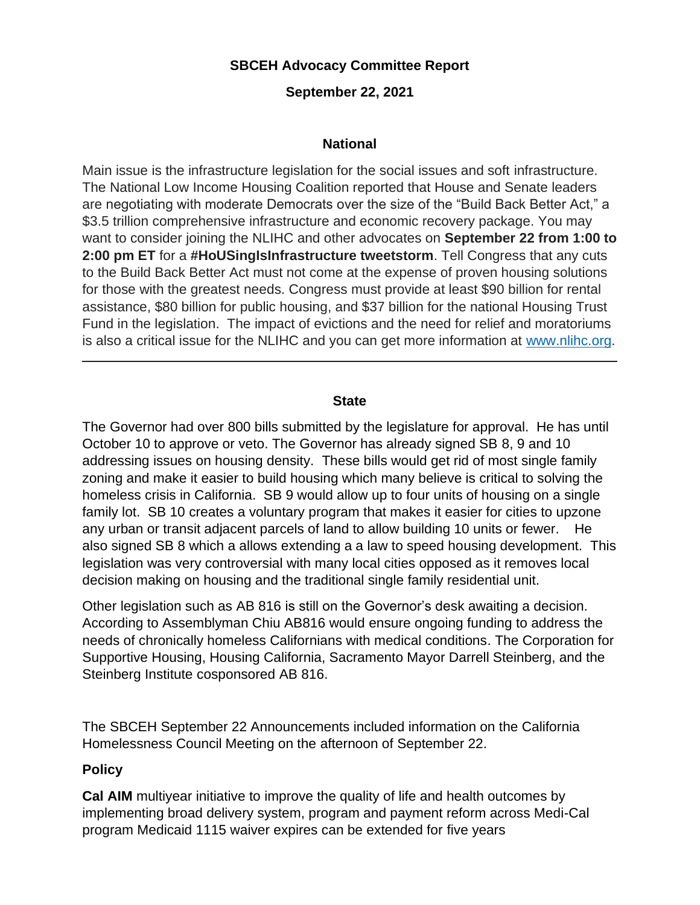**SBCEH Advocacy Committee Report**

**September 22, 2021**

## National

Main issue is the infrastructure legislation for the social issues and soft infrastructure. The National Low Income Housing Coalition reported that House and Senate leaders are negotiating with moderate Democrats over the size of the "Build Back Better Act," a $3.5 trillion comprehensive infrastructure and economic recovery package. You may want to consider joining the NLIHC and other advocates on **September 22 from 1:00 to 2:00 pm ET** for a **#HoUSingIsInfrastructure tweetstorm**. Tell Congress that any cuts to the Build Back Better Act must not come at the expense of proven housing solutions for those with the greatest needs. Congress must provide at least $90 billion for rental assistance, $80 billion for public housing, and $37 billion for the national Housing Trust Fund in the legislation. The impact of evictions and the need for relief and moratoriums is also a critical issue for the NLIHC and you can get more information at www.nlihc.org.

---

## State

The Governor had over 800 bills submitted by the legislature for approval. He has until October 10 to approve or veto. The Governor has already signed SB 8, 9 and 10 addressing issues on housing density. These bills would get rid of most single family zoning and make it easier to build housing which many believe is critical to solving the homeless crisis in California. SB 9 would allow up to four units of housing on a single family lot. SB 10 creates a voluntary program that makes it easier for cities to upzone any urban or transit adjacent parcels of land to allow building 10 units or fewer. He also signed SB 8 which a allows extending a a law to speed housing development. This legislation was very controversial with many local cities opposed as it removes local decision making on housing and the traditional single family residential unit.

Other legislation such as AB 816 is still on the Governor's desk awaiting a decision. According to Assemblyman Chiu AB816 would ensure ongoing funding to address the needs of chronically homeless Californians with medical conditions. The Corporation for Supportive Housing, Housing California, Sacramento Mayor Darrell Steinberg, and the Steinberg Institute cosponsored AB 816.

The SBCEH September 22 Announcements included information on the California Homelessness Council Meeting on the afternoon of September 22.

### Policy

**Cal AIM** multiyear initiative to improve the quality of life and health outcomes by implementing broad delivery system, program and payment reform across Medi-Cal program Medicaid 1115 waiver expires can be extended for five years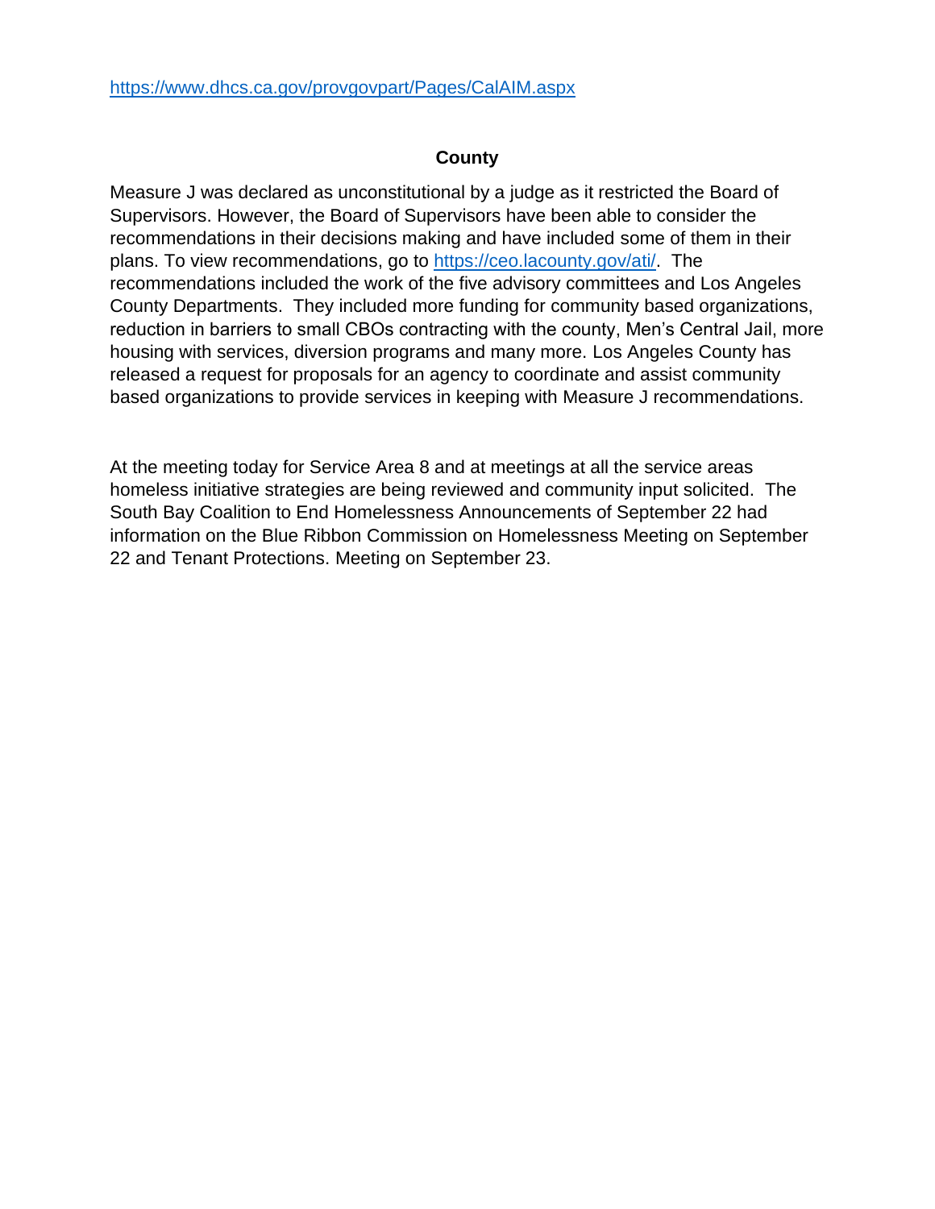https://www.dhcs.ca.gov/provgovpart/Pages/CalAIM.aspx

**County**

Measure J was declared as unconstitutional by a judge as it restricted the Board of Supervisors. However, the Board of Supervisors have been able to consider the recommendations in their decisions making and have included some of them in their plans. To view recommendations, go to https://ceo.lacounty.gov/ati/. The recommendations included the work of the five advisory committees and Los Angeles County Departments. They included more funding for community based organizations, reduction in barriers to small CBOs contracting with the county, Men's Central Jail, more housing with services, diversion programs and many more. Los Angeles County has released a request for proposals for an agency to coordinate and assist community based organizations to provide services in keeping with Measure J recommendations.

At the meeting today for Service Area 8 and at meetings at all the service areas homeless initiative strategies are being reviewed and community input solicited. The South Bay Coalition to End Homelessness Announcements of September 22 had information on the Blue Ribbon Commission on Homelessness Meeting on September 22 and Tenant Protections. Meeting on September 23.